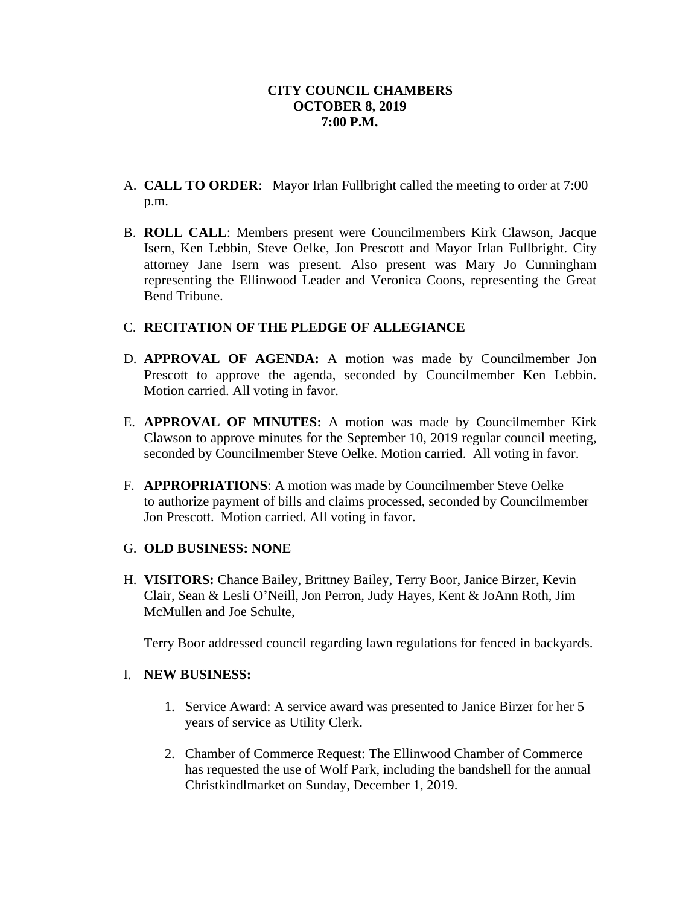**CITY COUNCIL CHAMBERS**
**OCTOBER 8, 2019**
**7:00 P.M.**

A. **CALL TO ORDER**: Mayor Irlan Fullbright called the meeting to order at 7:00 p.m.

B. **ROLL CALL**: Members present were Councilmembers Kirk Clawson, Jacque Isern, Ken Lebbin, Steve Oelke, Jon Prescott and Mayor Irlan Fullbright. City attorney Jane Isern was present. Also present was Mary Jo Cunningham representing the Ellinwood Leader and Veronica Coons, representing the Great Bend Tribune.

C. **RECITATION OF THE PLEDGE OF ALLEGIANCE**

D. **APPROVAL OF AGENDA:** A motion was made by Councilmember Jon Prescott to approve the agenda, seconded by Councilmember Ken Lebbin. Motion carried. All voting in favor.

E. **APPROVAL OF MINUTES:** A motion was made by Councilmember Kirk Clawson to approve minutes for the September 10, 2019 regular council meeting, seconded by Councilmember Steve Oelke. Motion carried. All voting in favor.

F. **APPROPRIATIONS**: A motion was made by Councilmember Steve Oelke to authorize payment of bills and claims processed, seconded by Councilmember Jon Prescott. Motion carried. All voting in favor.

G. **OLD BUSINESS: NONE**

H. **VISITORS:** Chance Bailey, Brittney Bailey, Terry Boor, Janice Birzer, Kevin Clair, Sean & Lesli O'Neill, Jon Perron, Judy Hayes, Kent & JoAnn Roth, Jim McMullen and Joe Schulte,

   Terry Boor addressed council regarding lawn regulations for fenced in backyards.

I. **NEW BUSINESS:**

   1. Service Award: A service award was presented to Janice Birzer for her 5 years of service as Utility Clerk.

   2. Chamber of Commerce Request: The Ellinwood Chamber of Commerce has requested the use of Wolf Park, including the bandshell for the annual Christkindlmarket on Sunday, December 1, 2019.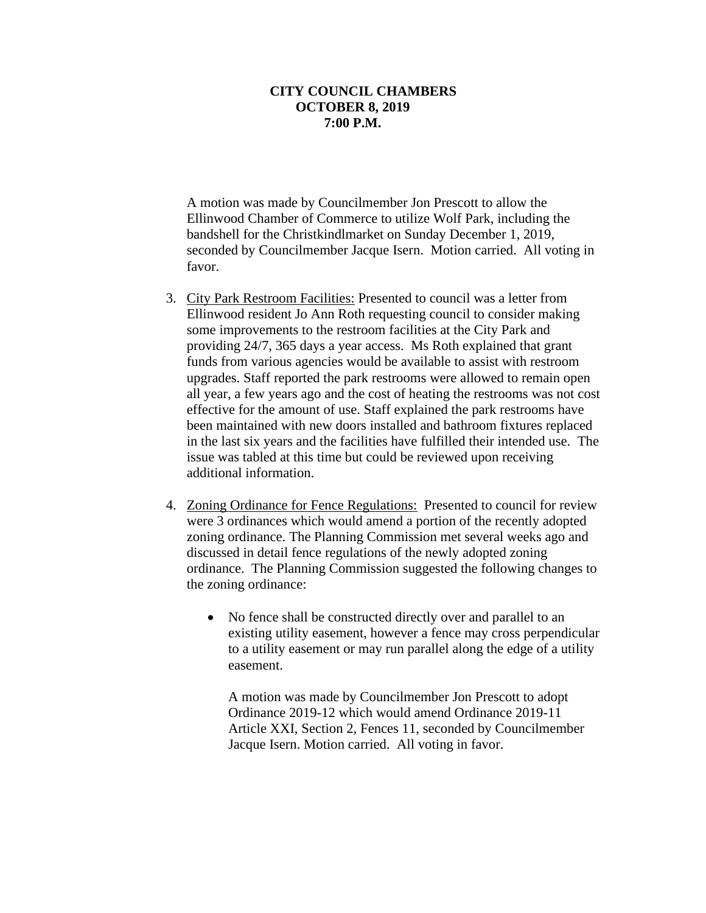**CITY COUNCIL CHAMBERS**
**OCTOBER 8, 2019**
**7:00 P.M.**

A motion was made by Councilmember Jon Prescott to allow the Ellinwood Chamber of Commerce to utilize Wolf Park, including the bandshell for the Christkindlmarket on Sunday December 1, 2019, seconded by Councilmember Jacque Isern. Motion carried. All voting in favor.

3. City Park Restroom Facilities: Presented to council was a letter from Ellinwood resident Jo Ann Roth requesting council to consider making some improvements to the restroom facilities at the City Park and providing 24/7, 365 days a year access. Ms Roth explained that grant funds from various agencies would be available to assist with restroom upgrades. Staff reported the park restrooms were allowed to remain open all year, a few years ago and the cost of heating the restrooms was not cost effective for the amount of use. Staff explained the park restrooms have been maintained with new doors installed and bathroom fixtures replaced in the last six years and the facilities have fulfilled their intended use. The issue was tabled at this time but could be reviewed upon receiving additional information.

4. Zoning Ordinance for Fence Regulations: Presented to council for review were 3 ordinances which would amend a portion of the recently adopted zoning ordinance. The Planning Commission met several weeks ago and discussed in detail fence regulations of the newly adopted zoning ordinance. The Planning Commission suggested the following changes to the zoning ordinance:

   - No fence shall be constructed directly over and parallel to an existing utility easement, however a fence may cross perpendicular to a utility easement or may run parallel along the edge of a utility easement.

     A motion was made by Councilmember Jon Prescott to adopt Ordinance 2019-12 which would amend Ordinance 2019-11 Article XXI, Section 2, Fences 11, seconded by Councilmember Jacque Isern. Motion carried. All voting in favor.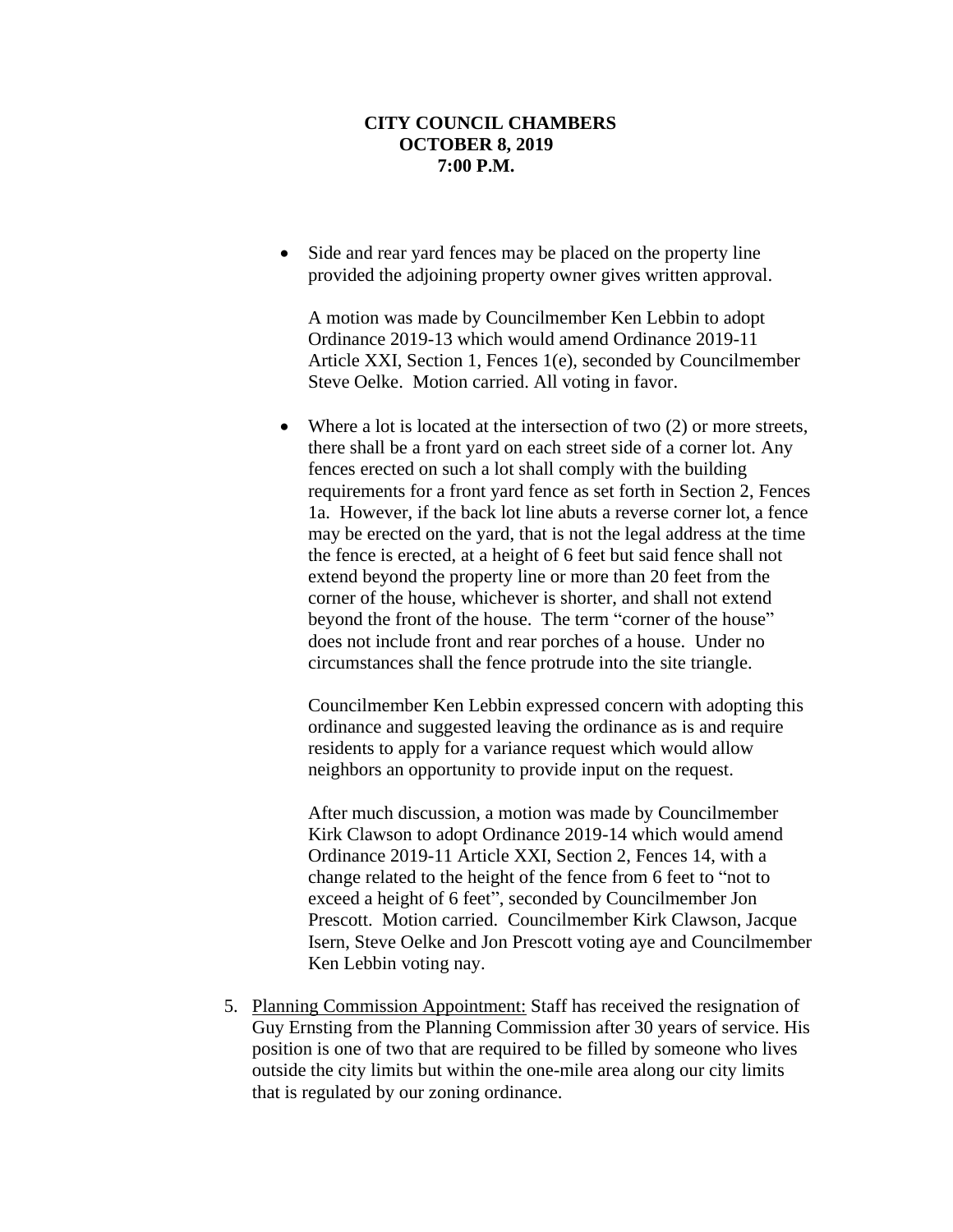**CITY COUNCIL CHAMBERS**
**OCTOBER 8, 2019**
**7:00 P.M.**

- Side and rear yard fences may be placed on the property line provided the adjoining property owner gives written approval.

  A motion was made by Councilmember Ken Lebbin to adopt Ordinance 2019-13 which would amend Ordinance 2019-11 Article XXI, Section 1, Fences 1(e), seconded by Councilmember Steve Oelke. Motion carried. All voting in favor.

- Where a lot is located at the intersection of two (2) or more streets, there shall be a front yard on each street side of a corner lot. Any fences erected on such a lot shall comply with the building requirements for a front yard fence as set forth in Section 2, Fences 1a. However, if the back lot line abuts a reverse corner lot, a fence may be erected on the yard, that is not the legal address at the time the fence is erected, at a height of 6 feet but said fence shall not extend beyond the property line or more than 20 feet from the corner of the house, whichever is shorter, and shall not extend beyond the front of the house. The term "corner of the house" does not include front and rear porches of a house. Under no circumstances shall the fence protrude into the site triangle.

  Councilmember Ken Lebbin expressed concern with adopting this ordinance and suggested leaving the ordinance as is and require residents to apply for a variance request which would allow neighbors an opportunity to provide input on the request.

  After much discussion, a motion was made by Councilmember Kirk Clawson to adopt Ordinance 2019-14 which would amend Ordinance 2019-11 Article XXI, Section 2, Fences 14, with a change related to the height of the fence from 6 feet to "not to exceed a height of 6 feet", seconded by Councilmember Jon Prescott. Motion carried. Councilmember Kirk Clawson, Jacque Isern, Steve Oelke and Jon Prescott voting aye and Councilmember Ken Lebbin voting nay.

5. Planning Commission Appointment: Staff has received the resignation of Guy Ernsting from the Planning Commission after 30 years of service. His position is one of two that are required to be filled by someone who lives outside the city limits but within the one-mile area along our city limits that is regulated by our zoning ordinance.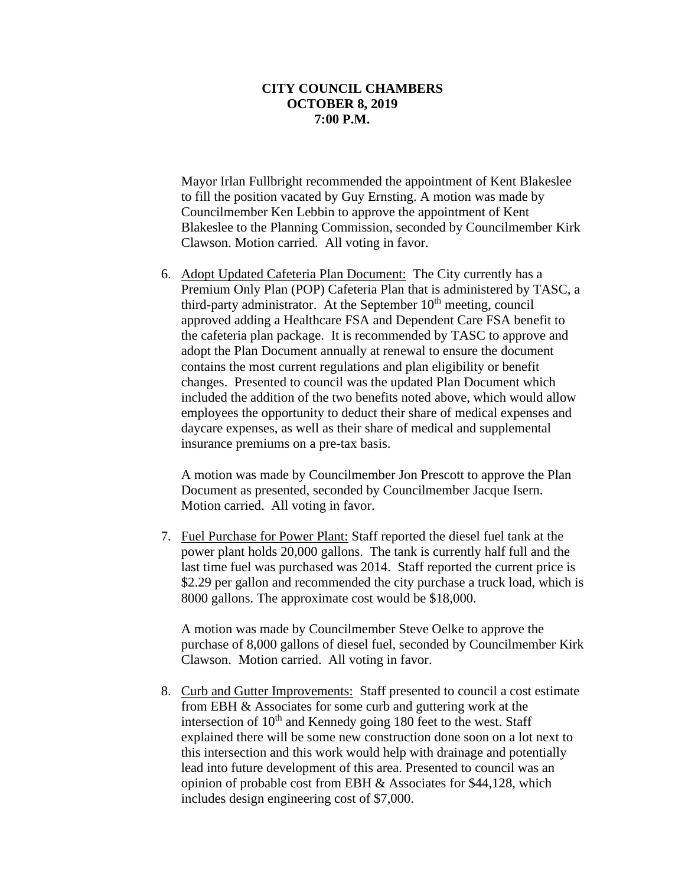**CITY COUNCIL CHAMBERS**
**OCTOBER 8, 2019**
**7:00 P.M.**

Mayor Irlan Fullbright recommended the appointment of Kent Blakeslee to fill the position vacated by Guy Ernsting. A motion was made by Councilmember Ken Lebbin to approve the appointment of Kent Blakeslee to the Planning Commission, seconded by Councilmember Kirk Clawson. Motion carried. All voting in favor.

6. Adopt Updated Cafeteria Plan Document: The City currently has a Premium Only Plan (POP) Cafeteria Plan that is administered by TASC, a third-party administrator. At the September 10th meeting, council approved adding a Healthcare FSA and Dependent Care FSA benefit to the cafeteria plan package. It is recommended by TASC to approve and adopt the Plan Document annually at renewal to ensure the document contains the most current regulations and plan eligibility or benefit changes. Presented to council was the updated Plan Document which included the addition of the two benefits noted above, which would allow employees the opportunity to deduct their share of medical expenses and daycare expenses, as well as their share of medical and supplemental insurance premiums on a pre-tax basis.

   A motion was made by Councilmember Jon Prescott to approve the Plan Document as presented, seconded by Councilmember Jacque Isern. Motion carried. All voting in favor.

7. Fuel Purchase for Power Plant: Staff reported the diesel fuel tank at the power plant holds 20,000 gallons. The tank is currently half full and the last time fuel was purchased was 2014. Staff reported the current price is $2.29 per gallon and recommended the city purchase a truck load, which is 8000 gallons. The approximate cost would be $18,000.

   A motion was made by Councilmember Steve Oelke to approve the purchase of 8,000 gallons of diesel fuel, seconded by Councilmember Kirk Clawson. Motion carried. All voting in favor.

8. Curb and Gutter Improvements: Staff presented to council a cost estimate from EBH & Associates for some curb and guttering work at the intersection of 10th and Kennedy going 180 feet to the west. Staff explained there will be some new construction done soon on a lot next to this intersection and this work would help with drainage and potentially lead into future development of this area. Presented to council was an opinion of probable cost from EBH & Associates for $44,128, which includes design engineering cost of $7,000.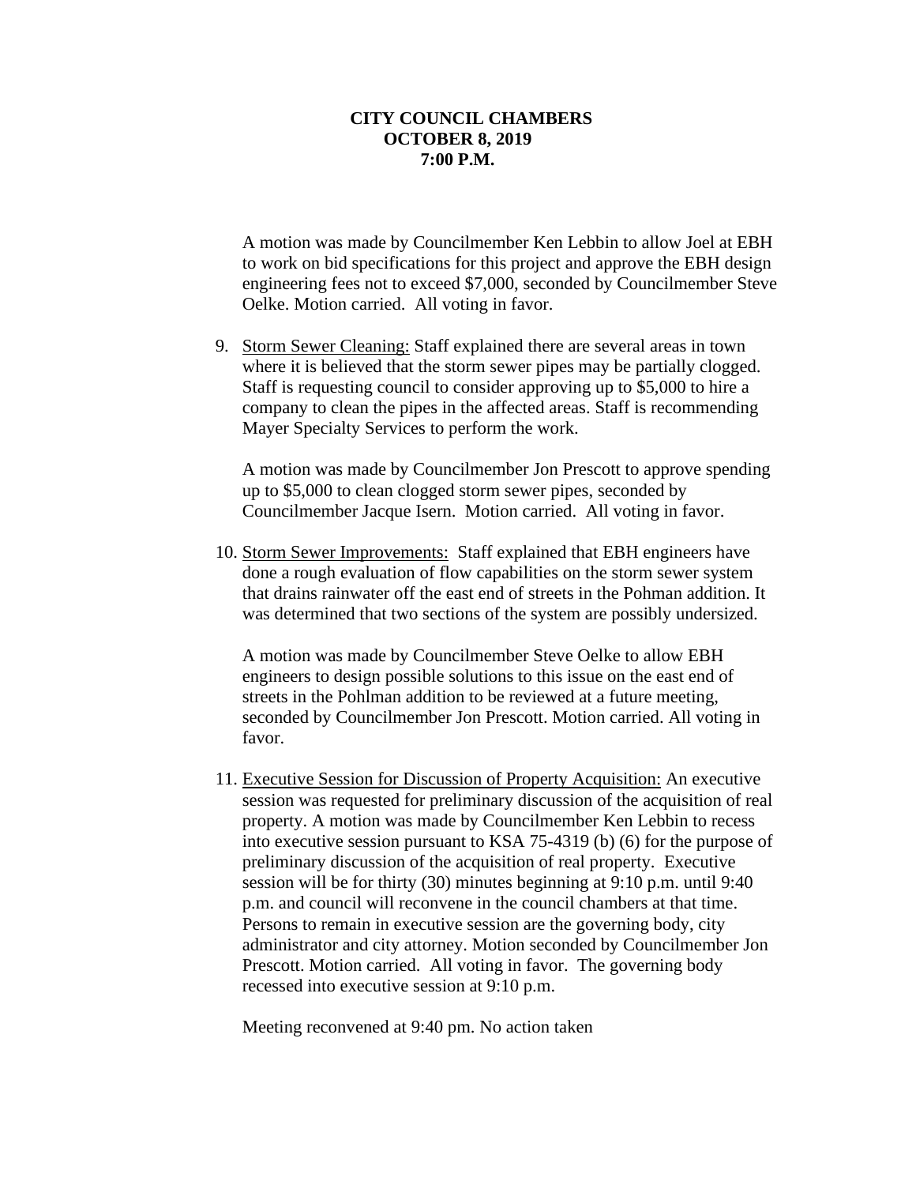**CITY COUNCIL CHAMBERS**
**OCTOBER 8, 2019**
**7:00 P.M.**

A motion was made by Councilmember Ken Lebbin to allow Joel at EBH to work on bid specifications for this project and approve the EBH design engineering fees not to exceed $7,000, seconded by Councilmember Steve Oelke. Motion carried. All voting in favor.

9. Storm Sewer Cleaning: Staff explained there are several areas in town where it is believed that the storm sewer pipes may be partially clogged. Staff is requesting council to consider approving up to $5,000 to hire a company to clean the pipes in the affected areas. Staff is recommending Mayer Specialty Services to perform the work.

   A motion was made by Councilmember Jon Prescott to approve spending up to $5,000 to clean clogged storm sewer pipes, seconded by Councilmember Jacque Isern. Motion carried. All voting in favor.

10. Storm Sewer Improvements: Staff explained that EBH engineers have done a rough evaluation of flow capabilities on the storm sewer system that drains rainwater off the east end of streets in the Pohman addition. It was determined that two sections of the system are possibly undersized.

    A motion was made by Councilmember Steve Oelke to allow EBH engineers to design possible solutions to this issue on the east end of streets in the Pohlman addition to be reviewed at a future meeting, seconded by Councilmember Jon Prescott. Motion carried. All voting in favor.

11. Executive Session for Discussion of Property Acquisition: An executive session was requested for preliminary discussion of the acquisition of real property. A motion was made by Councilmember Ken Lebbin to recess into executive session pursuant to KSA 75-4319 (b) (6) for the purpose of preliminary discussion of the acquisition of real property. Executive session will be for thirty (30) minutes beginning at 9:10 p.m. until 9:40 p.m. and council will reconvene in the council chambers at that time. Persons to remain in executive session are the governing body, city administrator and city attorney. Motion seconded by Councilmember Jon Prescott. Motion carried. All voting in favor. The governing body recessed into executive session at 9:10 p.m.

    Meeting reconvened at 9:40 pm. No action taken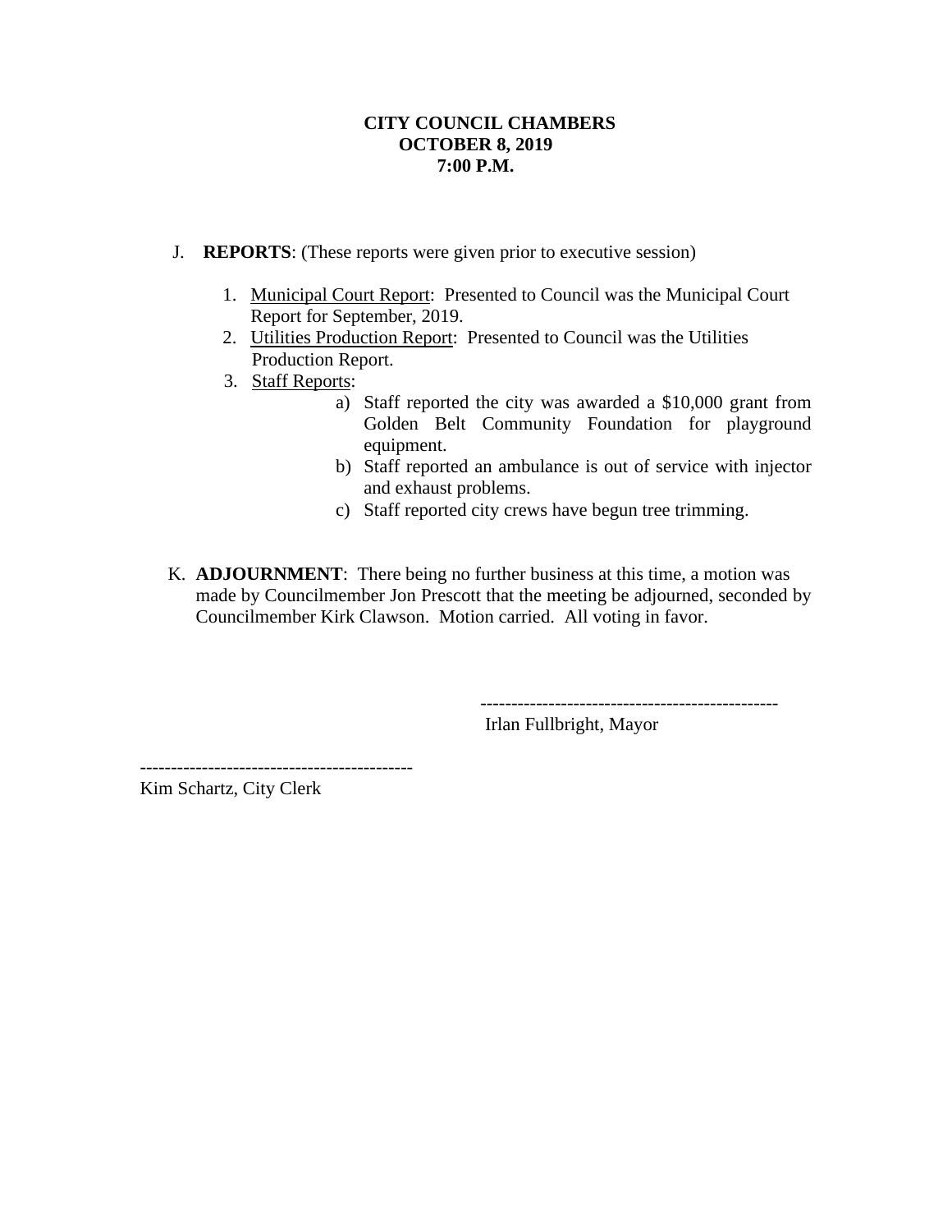**CITY COUNCIL CHAMBERS**
**OCTOBER 8, 2019**
**7:00 P.M.**

J. **REPORTS**: (These reports were given prior to executive session)

1. Municipal Court Report: Presented to Council was the Municipal Court Report for September, 2019.
2. Utilities Production Report: Presented to Council was the Utilities Production Report.
3. Staff Reports:
   a) Staff reported the city was awarded a $10,000 grant from Golden Belt Community Foundation for playground equipment.
   b) Staff reported an ambulance is out of service with injector and exhaust problems.
   c) Staff reported city crews have begun tree trimming.

K. **ADJOURNMENT**: There being no further business at this time, a motion was made by Councilmember Jon Prescott that the meeting be adjourned, seconded by Councilmember Kirk Clawson. Motion carried. All voting in favor.

------------------------------------------------
Irlan Fullbright, Mayor

--------------------------------------------
Kim Schartz, City Clerk